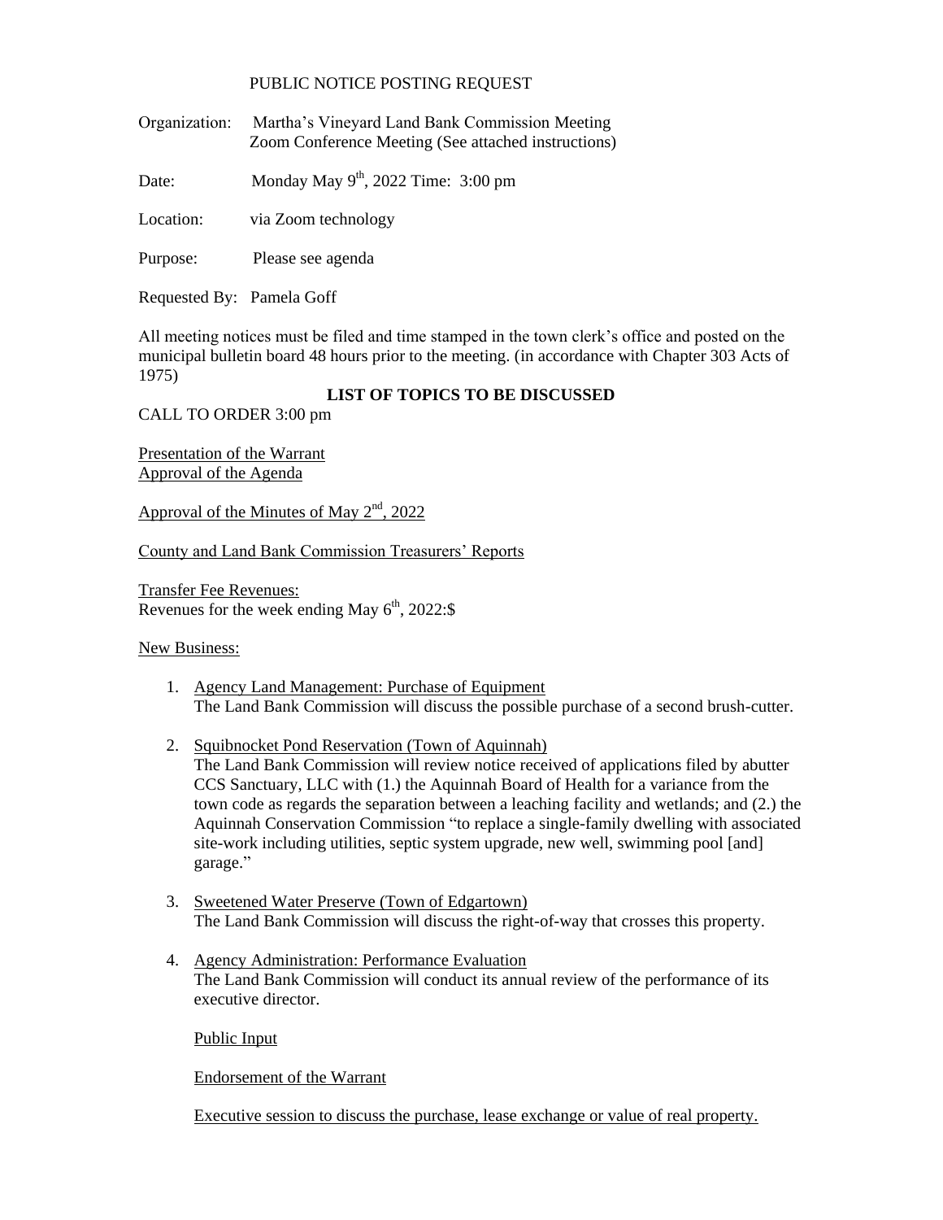# PUBLIC NOTICE POSTING REQUEST

Organization: Martha's Vineyard Land Bank Commission Meeting
Zoom Conference Meeting (See attached instructions)

Date: Monday May 9th, 2022 Time: 3:00 pm

Location: via Zoom technology

Purpose: Please see agenda

Requested By: Pamela Goff

All meeting notices must be filed and time stamped in the town clerk's office and posted on the municipal bulletin board 48 hours prior to the meeting. (in accordance with Chapter 303 Acts of 1975)

## LIST OF TOPICS TO BE DISCUSSED

CALL TO ORDER 3:00 pm

Presentation of the Warrant
Approval of the Agenda

Approval of the Minutes of May 2nd, 2022

County and Land Bank Commission Treasurers' Reports

Transfer Fee Revenues:
Revenues for the week ending May 6th, 2022:$

New Business:

1. Agency Land Management: Purchase of Equipment
   The Land Bank Commission will discuss the possible purchase of a second brush-cutter.

2. Squibnocket Pond Reservation (Town of Aquinnah)
   The Land Bank Commission will review notice received of applications filed by abutter CCS Sanctuary, LLC with (1.) the Aquinnah Board of Health for a variance from the town code as regards the separation between a leaching facility and wetlands; and (2.) the Aquinnah Conservation Commission "to replace a single-family dwelling with associated site-work including utilities, septic system upgrade, new well, swimming pool [and] garage."

3. Sweetened Water Preserve (Town of Edgartown)
   The Land Bank Commission will discuss the right-of-way that crosses this property.

4. Agency Administration: Performance Evaluation
   The Land Bank Commission will conduct its annual review of the performance of its executive director.

   Public Input

   Endorsement of the Warrant

   Executive session to discuss the purchase, lease exchange or value of real property.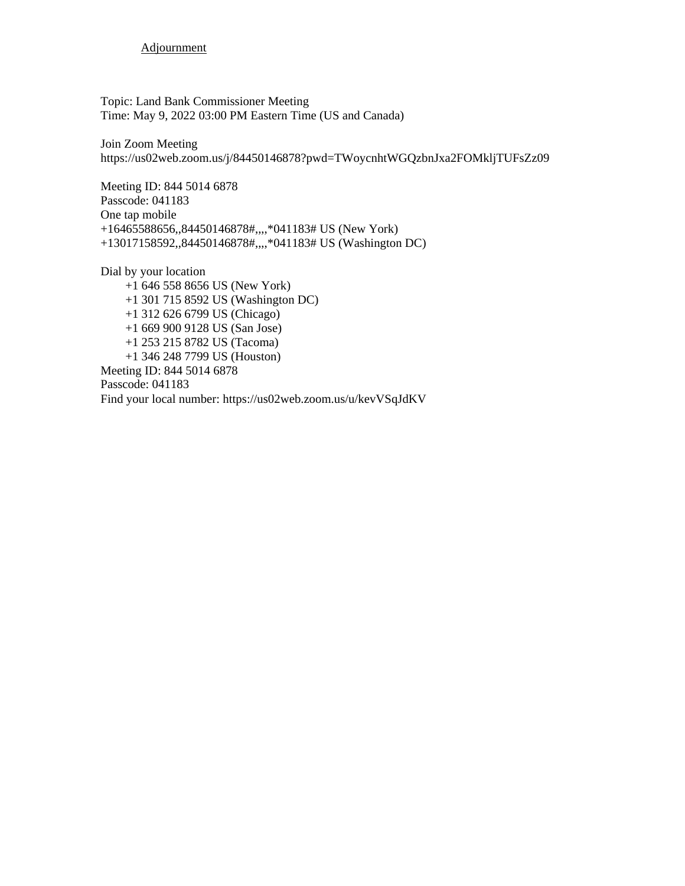<u>Adjournment</u>

Topic: Land Bank Commissioner Meeting
Time: May 9, 2022 03:00 PM Eastern Time (US and Canada)

Join Zoom Meeting
https://us02web.zoom.us/j/84450146878?pwd=TWoycnhtWGQzbnJxa2FOMkljTUFsZz09

Meeting ID: 844 5014 6878
Passcode: 041183
One tap mobile
+16465588656,,84450146878#,,,,*041183# US (New York)
+13017158592,,84450146878#,,,,*041183# US (Washington DC)

Dial by your location
+1 646 558 8656 US (New York)
+1 301 715 8592 US (Washington DC)
+1 312 626 6799 US (Chicago)
+1 669 900 9128 US (San Jose)
+1 253 215 8782 US (Tacoma)
+1 346 248 7799 US (Houston)
Meeting ID: 844 5014 6878
Passcode: 041183
Find your local number: https://us02web.zoom.us/u/kevVSqJdKV